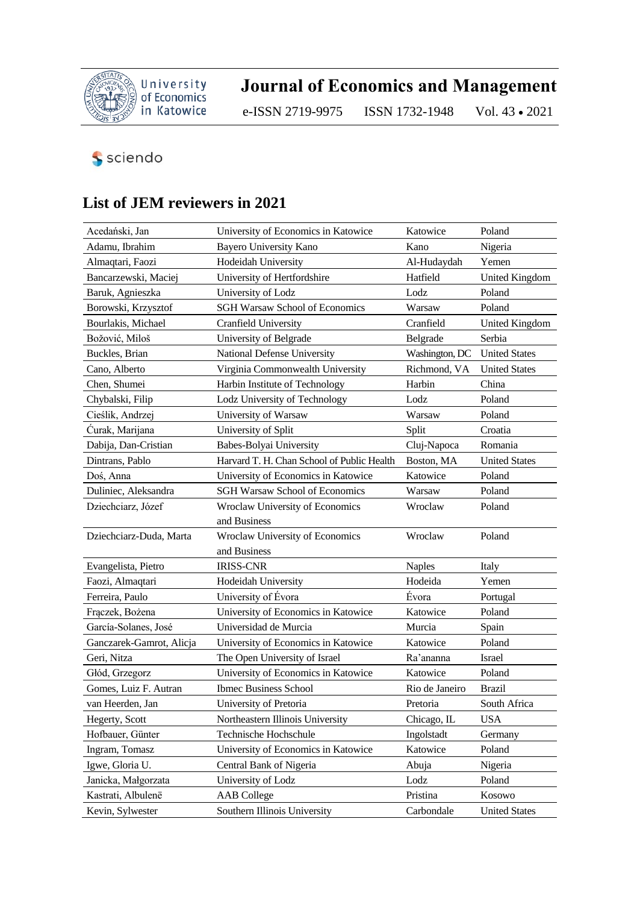## List of JEM reviewers in 2021

| | | | |
|---|---|---|---|
| Acedański, Jan | University of Economics in Katowice | Katowice | Poland |
| Adamu, Ibrahim | Bayero University Kano | Kano | Nigeria |
| Almaqtari, Faozi | Hodeidah University | Al-Hudaydah | Yemen |
| Bancarzewski, Maciej | University of Hertfordshire | Hatfield | United Kingdom |
| Baruk, Agnieszka | University of Lodz | Lodz | Poland |
| Borowski, Krzysztof | SGH Warsaw School of Economics | Warsaw | Poland |
| Bourlakis, Michael | Cranfield University | Cranfield | United Kingdom |
| Božović, Miloš | University of Belgrade | Belgrade | Serbia |
| Buckles, Brian | National Defense University | Washington, DC | United States |
| Cano, Alberto | Virginia Commonwealth University | Richmond, VA | United States |
| Chen, Shumei | Harbin Institute of Technology | Harbin | China |
| Chybalski, Filip | Lodz University of Technology | Lodz | Poland |
| Cieślik, Andrzej | University of Warsaw | Warsaw | Poland |
| Ćurak, Marijana | University of Split | Split | Croatia |
| Dabija, Dan-Cristian | Babes-Bolyai University | Cluj-Napoca | Romania |
| Dintrans, Pablo | Harvard T. H. Chan School of Public Health | Boston, MA | United States |
| Doś, Anna | University of Economics in Katowice | Katowice | Poland |
| Duliniec, Aleksandra | SGH Warsaw School of Economics | Warsaw | Poland |
| Dziechciarz, Józef | Wroclaw University of Economics and Business | Wroclaw | Poland |
| Dziechciarz-Duda, Marta | Wroclaw University of Economics and Business | Wroclaw | Poland |
| Evangelista, Pietro | IRISS-CNR | Naples | Italy |
| Faozi, Almaqtari | Hodeidah University | Hodeida | Yemen |
| Ferreira, Paulo | University of Évora | Évora | Portugal |
| Frączek, Bożena | University of Economics in Katowice | Katowice | Poland |
| García-Solanes, José | Universidad de Murcia | Murcia | Spain |
| Ganczarek-Gamrot, Alicja | University of Economics in Katowice | Katowice | Poland |
| Geri, Nitza | The Open University of Israel | Ra'ananna | Israel |
| Główd, Grzegorz | University of Economics in Katowice | Katowice | Poland |
| Gomes, Luiz F. Autran | Ibmec Business School | Rio de Janeiro | Brazil |
| van Heerden, Jan | University of Pretoria | Pretoria | South Africa |
| Hegerty, Scott | Northeastern Illinois University | Chicago, IL | USA |
| Hofbauer, Günter | Technische Hochschule | Ingolstadt | Germany |
| Ingram, Tomasz | University of Economics in Katowice | Katowice | Poland |
| Igwe, Gloria U. | Central Bank of Nigeria | Abuja | Nigeria |
| Janicka, Małgorzata | University of Lodz | Lodz | Poland |
| Kastrati, Albulenë | AAB College | Pristina | Kosowo |
| Kevin, Sylwester | Southern Illinois University | Carbondale | United States |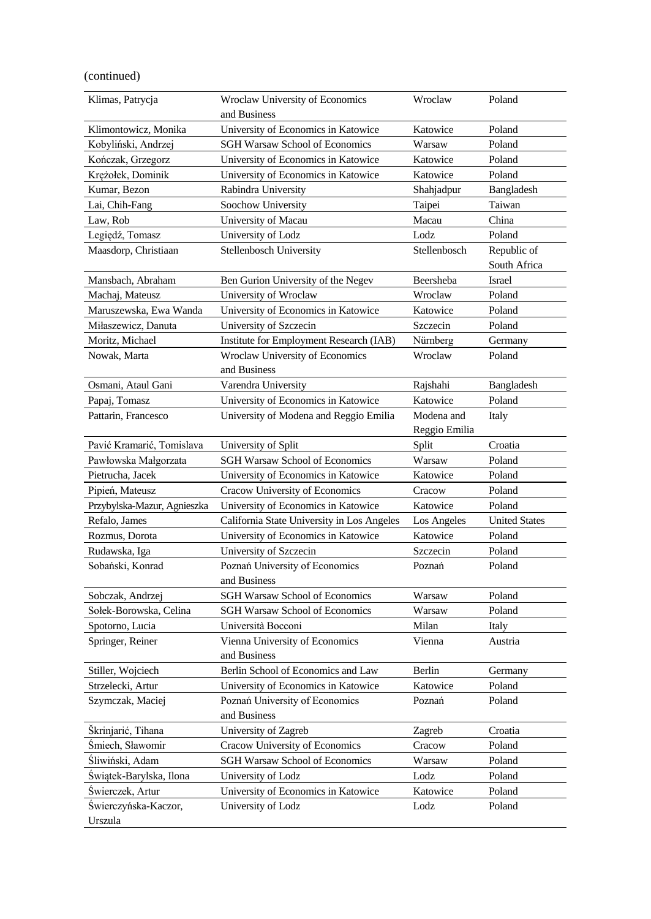(continued)

| | | | |
|---|---|---|---|
| Klimas, Patrycja | Wroclaw University of Economics and Business | Wroclaw | Poland |
| Klimontowicz, Monika | University of Economics in Katowice | Katowice | Poland |
| Kobyliński, Andrzej | SGH Warsaw School of Economics | Warsaw | Poland |
| Kończak, Grzegorz | University of Economics in Katowice | Katowice | Poland |
| Krężołek, Dominik | University of Economics in Katowice | Katowice | Poland |
| Kumar, Bezon | Rabindra University | Shahjadpur | Bangladesh |
| Lai, Chih-Fang | Soochow University | Taipei | Taiwan |
| Law, Rob | University of Macau | Macau | China |
| Legiędź, Tomasz | University of Lodz | Lodz | Poland |
| Maasdorp, Christiaan | Stellenbosch University | Stellenbosch | Republic of South Africa |
| Mansbach, Abraham | Ben Gurion University of the Negev | Beersheba | Israel |
| Machaj, Mateusz | University of Wroclaw | Wroclaw | Poland |
| Maruszewska, Ewa Wanda | University of Economics in Katowice | Katowice | Poland |
| Miłaszewicz, Danuta | University of Szczecin | Szczecin | Poland |
| Moritz, Michael | Institute for Employment Research (IAB) | Nürnberg | Germany |
| Nowak, Marta | Wroclaw University of Economics and Business | Wroclaw | Poland |
| Osmani, Ataul Gani | Varendra University | Rajshahi | Bangladesh |
| Papaj, Tomasz | University of Economics in Katowice | Katowice | Poland |
| Pattarin, Francesco | University of Modena and Reggio Emilia | Modena and Reggio Emilia | Italy |
| Pavić Kramarić, Tomislava | University of Split | Split | Croatia |
| Pawłowska Małgorzata | SGH Warsaw School of Economics | Warsaw | Poland |
| Pietrucha, Jacek | University of Economics in Katowice | Katowice | Poland |
| Pipień, Mateusz | Cracow University of Economics | Cracow | Poland |
| Przybylska-Mazur, Agnieszka | University of Economics in Katowice | Katowice | Poland |
| Refalo, James | California State University in Los Angeles | Los Angeles | United States |
| Rozmus, Dorota | University of Economics in Katowice | Katowice | Poland |
| Rudawska, Iga | University of Szczecin | Szczecin | Poland |
| Sobański, Konrad | Poznań University of Economics and Business | Poznań | Poland |
| Sobczak, Andrzej | SGH Warsaw School of Economics | Warsaw | Poland |
| Sołek-Borowska, Celina | SGH Warsaw School of Economics | Warsaw | Poland |
| Spotorno, Lucia | Università Bocconi | Milan | Italy |
| Springer, Reiner | Vienna University of Economics and Business | Vienna | Austria |
| Stiller, Wojciech | Berlin School of Economics and Law | Berlin | Germany |
| Strzelecki, Artur | University of Economics in Katowice | Katowice | Poland |
| Szymczak, Maciej | Poznań University of Economics and Business | Poznań | Poland |
| Škrinjarić, Tihana | University of Zagreb | Zagreb | Croatia |
| Śmiech, Sławomir | Cracow University of Economics | Cracow | Poland |
| Śliwiński, Adam | SGH Warsaw School of Economics | Warsaw | Poland |
| Świątek-Barylska, Ilona | University of Lodz | Lodz | Poland |
| Świerczek, Artur | University of Economics in Katowice | Katowice | Poland |
| Świerczyńska-Kaczor, Urszula | University of Lodz | Lodz | Poland |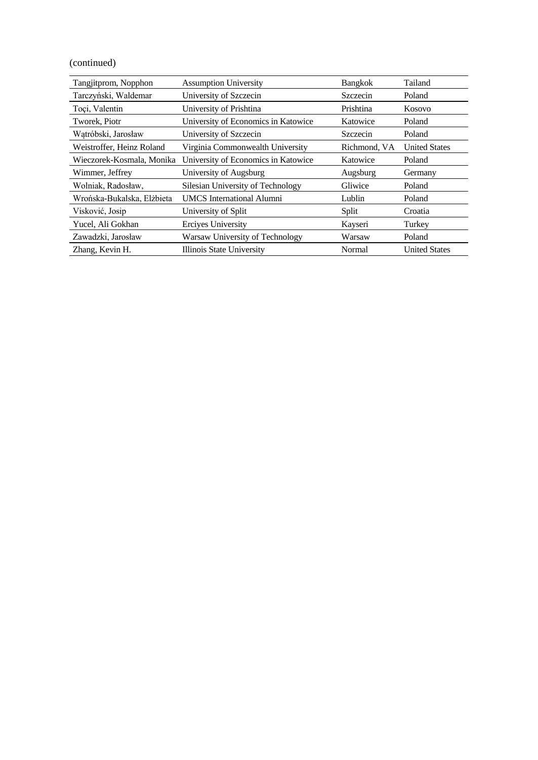(continued)

| | | | |
|---|---|---|---|
| Tangjitprom, Nopphon | Assumption University | Bangkok | Tailand |
| Tarczyński, Waldemar | University of Szczecin | Szczecin | Poland |
| Toçi, Valentin | University of Prishtina | Prishtina | Kosovo |
| Tworek, Piotr | University of Economics in Katowice | Katowice | Poland |
| Wątróbski, Jarosław | University of Szczecin | Szczecin | Poland |
| Weistroffer, Heinz Roland | Virginia Commonwealth University | Richmond, VA | United States |
| Wieczorek-Kosmala, Monika | University of Economics in Katowice | Katowice | Poland |
| Wimmer, Jeffrey | University of Augsburg | Augsburg | Germany |
| Wolniak, Radosław, | Silesian University of Technology | Gliwice | Poland |
| Wrońska-Bukalska, Elżbieta | UMCS International Alumni | Lublin | Poland |
| Visković, Josip | University of Split | Split | Croatia |
| Yucel, Ali Gokhan | Erciyes University | Kayseri | Turkey |
| Zawadzki, Jarosław | Warsaw University of Technology | Warsaw | Poland |
| Zhang, Kevin H. | Illinois State University | Normal | United States |